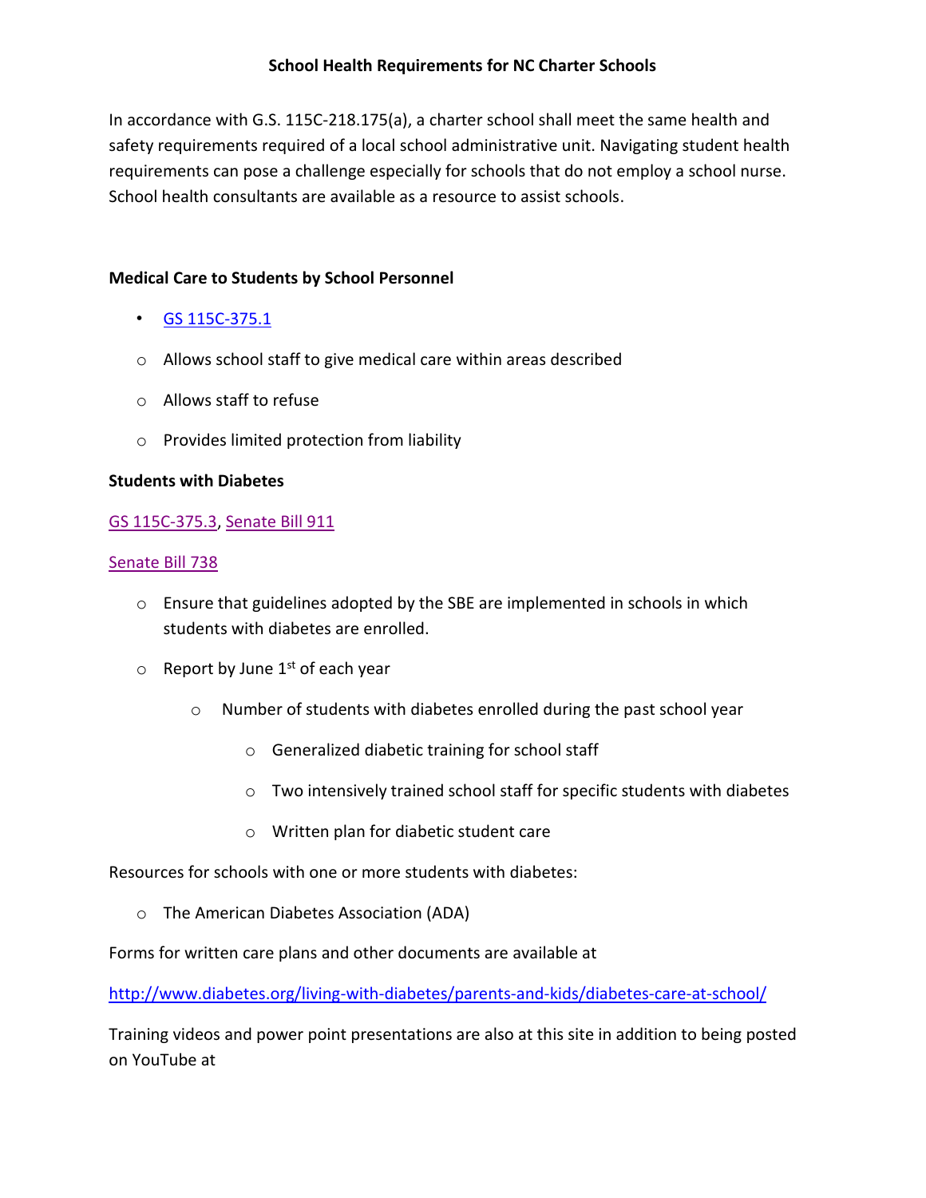# School Health Requirements for NC Charter Schools

In accordance with G.S. 115C-218.175(a), a charter school shall meet the same health and safety requirements required of a local school administrative unit. Navigating student health requirements can pose a challenge especially for schools that do not employ a school nurse. School health consultants are available as a resource to assist schools.

**Medical Care to Students by School Personnel**

- GS 115C-375.1
  - Allows school staff to give medical care within areas described
  - Allows staff to refuse
  - Provides limited protection from liability

**Students with Diabetes**

GS 115C-375.3, Senate Bill 911

Senate Bill 738

- Ensure that guidelines adopted by the SBE are implemented in schools in which students with diabetes are enrolled.
- Report by June 1st of each year
  - Number of students with diabetes enrolled during the past school year
    - Generalized diabetic training for school staff
    - Two intensively trained school staff for specific students with diabetes
    - Written plan for diabetic student care

Resources for schools with one or more students with diabetes:

- The American Diabetes Association (ADA)

Forms for written care plans and other documents are available at

http://www.diabetes.org/living-with-diabetes/parents-and-kids/diabetes-care-at-school/

Training videos and power point presentations are also at this site in addition to being posted on YouTube at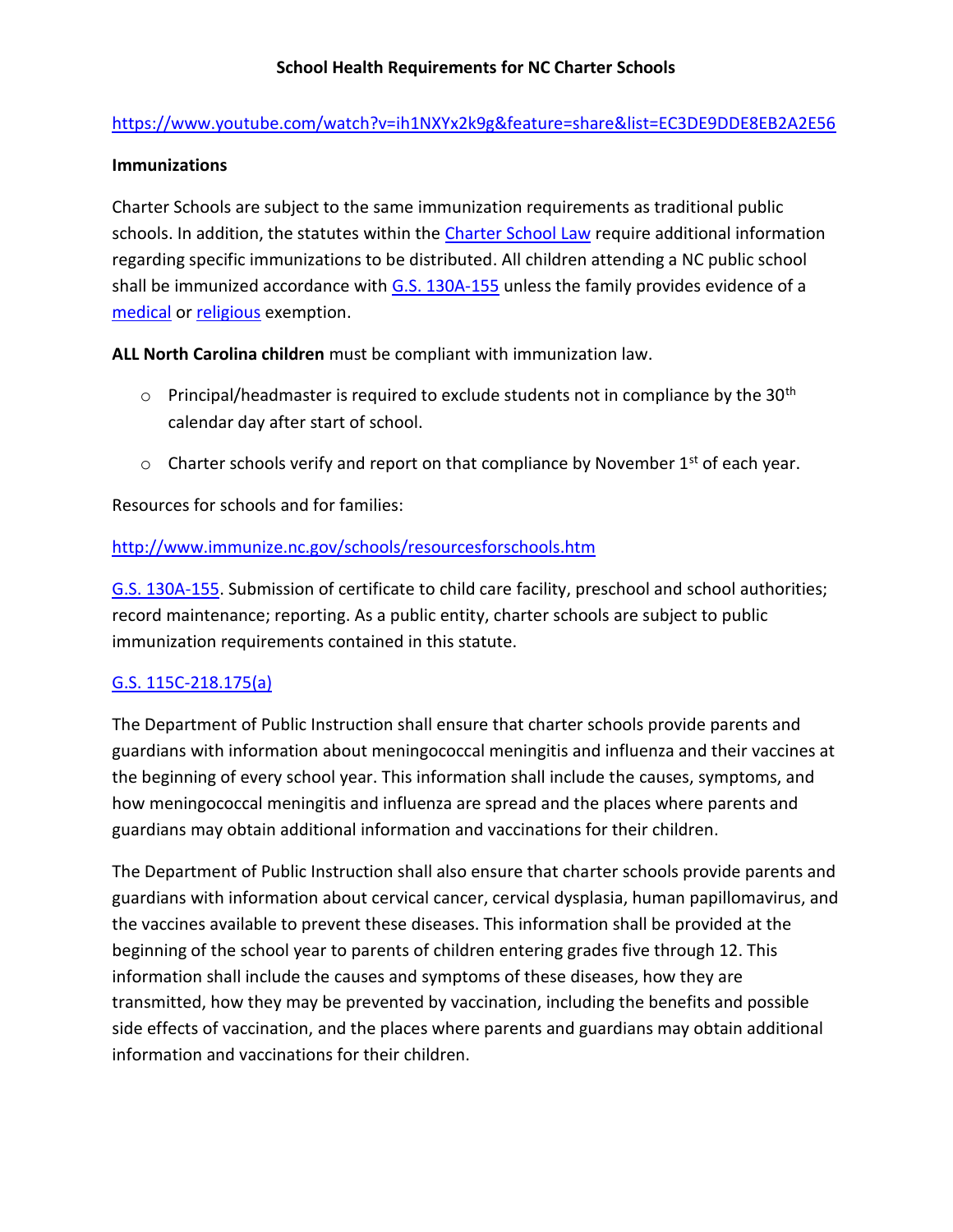## School Health Requirements for NC Charter Schools

https://www.youtube.com/watch?v=ih1NXYx2k9g&feature=share&list=EC3DE9DDE8EB2A2E56

**Immunizations**

Charter Schools are subject to the same immunization requirements as traditional public schools. In addition, the statutes within the Charter School Law require additional information regarding specific immunizations to be distributed. All children attending a NC public school shall be immunized accordance with G.S. 130A-155 unless the family provides evidence of a medical or religious exemption.

**ALL North Carolina children** must be compliant with immunization law.

- Principal/headmaster is required to exclude students not in compliance by the 30th calendar day after start of school.
- Charter schools verify and report on that compliance by November 1st of each year.

Resources for schools and for families:

http://www.immunize.nc.gov/schools/resourcesforschools.htm

G.S. 130A-155. Submission of certificate to child care facility, preschool and school authorities; record maintenance; reporting. As a public entity, charter schools are subject to public immunization requirements contained in this statute.

G.S. 115C-218.175(a)

The Department of Public Instruction shall ensure that charter schools provide parents and guardians with information about meningococcal meningitis and influenza and their vaccines at the beginning of every school year. This information shall include the causes, symptoms, and how meningococcal meningitis and influenza are spread and the places where parents and guardians may obtain additional information and vaccinations for their children.

The Department of Public Instruction shall also ensure that charter schools provide parents and guardians with information about cervical cancer, cervical dysplasia, human papillomavirus, and the vaccines available to prevent these diseases. This information shall be provided at the beginning of the school year to parents of children entering grades five through 12. This information shall include the causes and symptoms of these diseases, how they are transmitted, how they may be prevented by vaccination, including the benefits and possible side effects of vaccination, and the places where parents and guardians may obtain additional information and vaccinations for their children.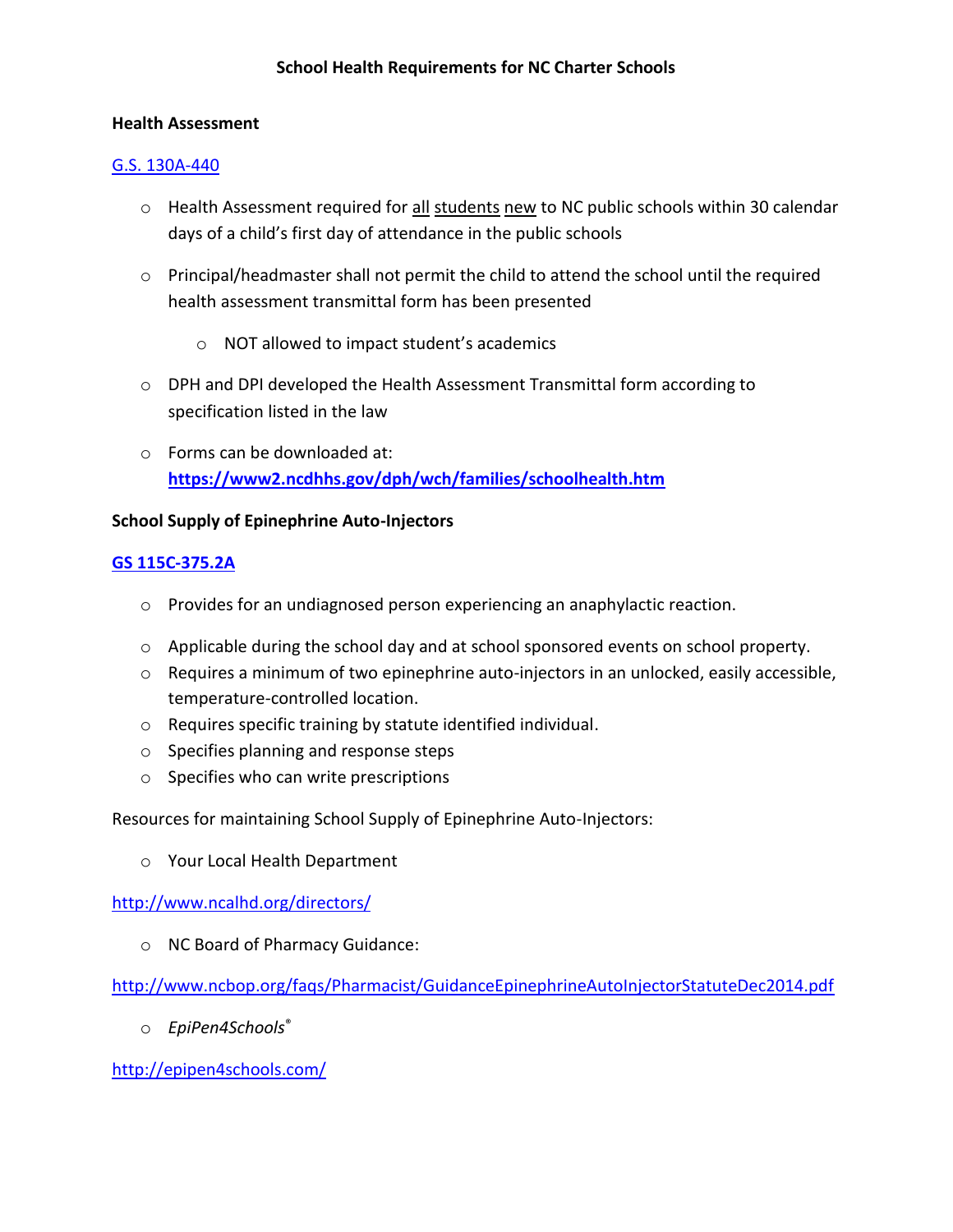# School Health Requirements for NC Charter Schools

**Health Assessment**

[G.S. 130A-440](G.S. 130A-440)

- Health Assessment required for <u>all</u> <u>students</u> <u>new</u> to NC public schools within 30 calendar days of a child's first day of attendance in the public schools
- Principal/headmaster shall not permit the child to attend the school until the required health assessment transmittal form has been presented
  - NOT allowed to impact student's academics
- DPH and DPI developed the Health Assessment Transmittal form according to specification listed in the law
- Forms can be downloaded at: **https://www2.ncdhhs.gov/dph/wch/families/schoolhealth.htm**

**School Supply of Epinephrine Auto-Injectors**

**GS 115C-375.2A**

- Provides for an undiagnosed person experiencing an anaphylactic reaction.
- Applicable during the school day and at school sponsored events on school property.
- Requires a minimum of two epinephrine auto-injectors in an unlocked, easily accessible, temperature-controlled location.
- Requires specific training by statute identified individual.
- Specifies planning and response steps
- Specifies who can write prescriptions

Resources for maintaining School Supply of Epinephrine Auto-Injectors:

- Your Local Health Department

http://www.ncalhd.org/directors/

- NC Board of Pharmacy Guidance:

http://www.ncbop.org/faqs/Pharmacist/GuidanceEpinephrineAutoInjectorStatuteDec2014.pdf

- *EpiPen4Schools*®

http://epipen4schools.com/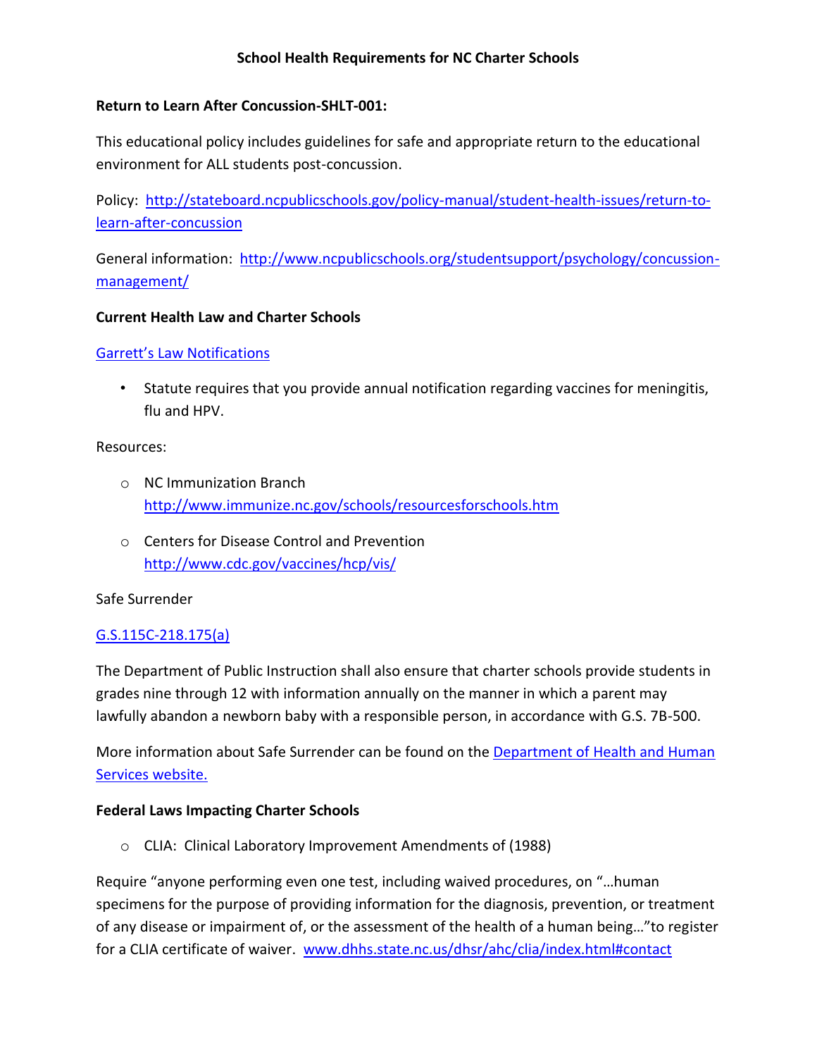**School Health Requirements for NC Charter Schools**

**Return to Learn After Concussion-SHLT-001:**

This educational policy includes guidelines for safe and appropriate return to the educational environment for ALL students post-concussion.

Policy: [http://stateboard.ncpublicschools.gov/policy-manual/student-health-issues/return-to-learn-after-concussion](http://stateboard.ncpublicschools.gov/policy-manual/student-health-issues/return-to-learn-after-concussion)

General information: [http://www.ncpublicschools.org/studentsupport/psychology/concussion-management/](http://www.ncpublicschools.org/studentsupport/psychology/concussion-management/)

**Current Health Law and Charter Schools**

Garrett's Law Notifications

- Statute requires that you provide annual notification regarding vaccines for meningitis, flu and HPV.

Resources:

- NC Immunization Branch
  [http://www.immunize.nc.gov/schools/resourcesforschools.htm](http://www.immunize.nc.gov/schools/resourcesforschools.htm)
- Centers for Disease Control and Prevention
  [http://www.cdc.gov/vaccines/hcp/vis/](http://www.cdc.gov/vaccines/hcp/vis/)

Safe Surrender

G.S.115C-218.175(a)

The Department of Public Instruction shall also ensure that charter schools provide students in grades nine through 12 with information annually on the manner in which a parent may lawfully abandon a newborn baby with a responsible person, in accordance with G.S. 7B-500.

More information about Safe Surrender can be found on the Department of Health and Human Services website.

**Federal Laws Impacting Charter Schools**

- CLIA: Clinical Laboratory Improvement Amendments of (1988)

Require "anyone performing even one test, including waived procedures, on "…human specimens for the purpose of providing information for the diagnosis, prevention, or treatment of any disease or impairment of, or the assessment of the health of a human being…"to register for a CLIA certificate of waiver. [www.dhhs.state.nc.us/dhsr/ahc/clia/index.html#contact](www.dhhs.state.nc.us/dhsr/ahc/clia/index.html#contact)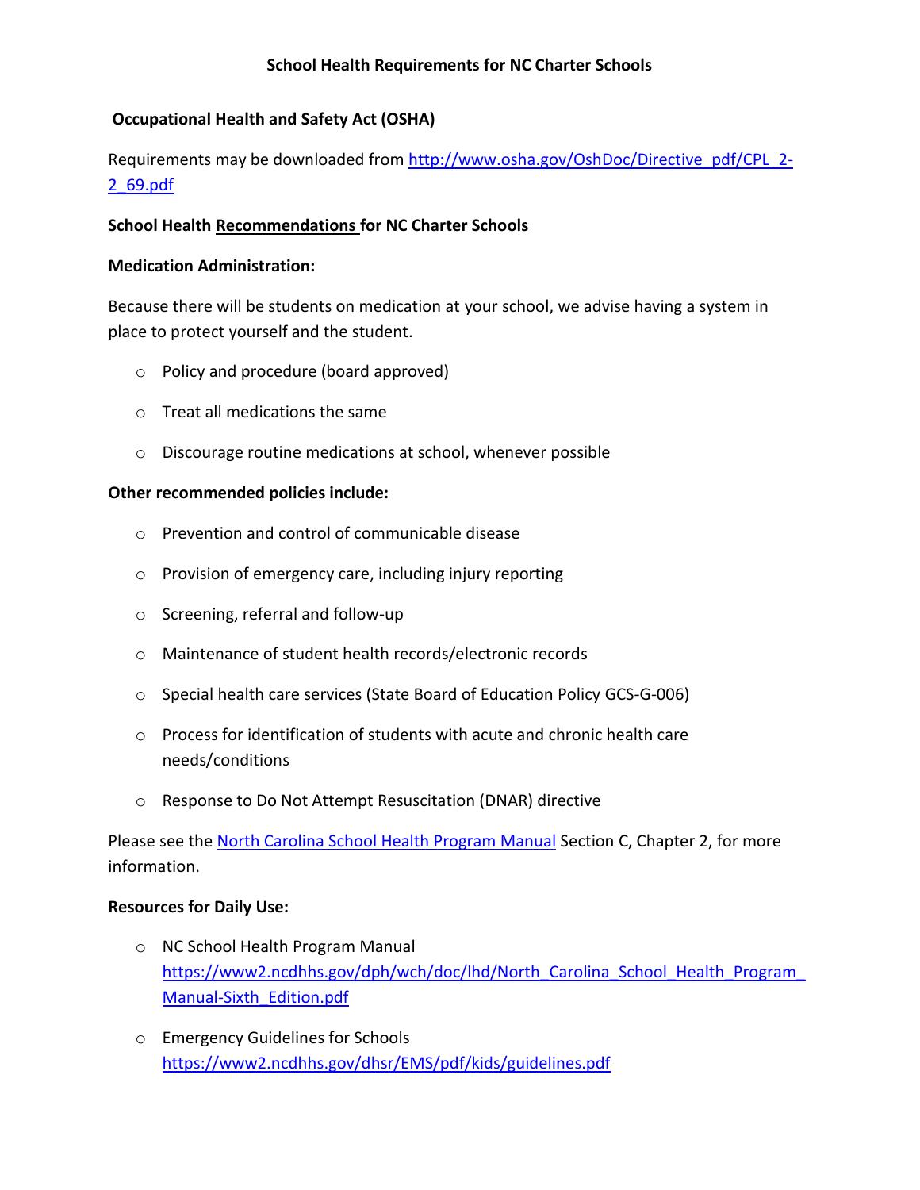### School Health Requirements for NC Charter Schools

**Occupational Health and Safety Act (OSHA)**

Requirements may be downloaded from [http://www.osha.gov/OshDoc/Directive_pdf/CPL_2-2_69.pdf](http://www.osha.gov/OshDoc/Directive_pdf/CPL_2-2_69.pdf)

**School Health <u>Recommendations</u> for NC Charter Schools**

**Medication Administration:**

Because there will be students on medication at your school, we advise having a system in place to protect yourself and the student.

- Policy and procedure (board approved)
- Treat all medications the same
- Discourage routine medications at school, whenever possible

**Other recommended policies include:**

- Prevention and control of communicable disease
- Provision of emergency care, including injury reporting
- Screening, referral and follow-up
- Maintenance of student health records/electronic records
- Special health care services (State Board of Education Policy GCS-G-006)
- Process for identification of students with acute and chronic health care needs/conditions
- Response to Do Not Attempt Resuscitation (DNAR) directive

Please see the North Carolina School Health Program Manual Section C, Chapter 2, for more information.

**Resources for Daily Use:**

- NC School Health Program Manual [https://www2.ncdhhs.gov/dph/wch/doc/lhd/North_Carolina_School_Health_Program_Manual-Sixth_Edition.pdf](https://www2.ncdhhs.gov/dph/wch/doc/lhd/North_Carolina_School_Health_Program_Manual-Sixth_Edition.pdf)
- Emergency Guidelines for Schools [https://www2.ncdhhs.gov/dhsr/EMS/pdf/kids/guidelines.pdf](https://www2.ncdhhs.gov/dhsr/EMS/pdf/kids/guidelines.pdf)